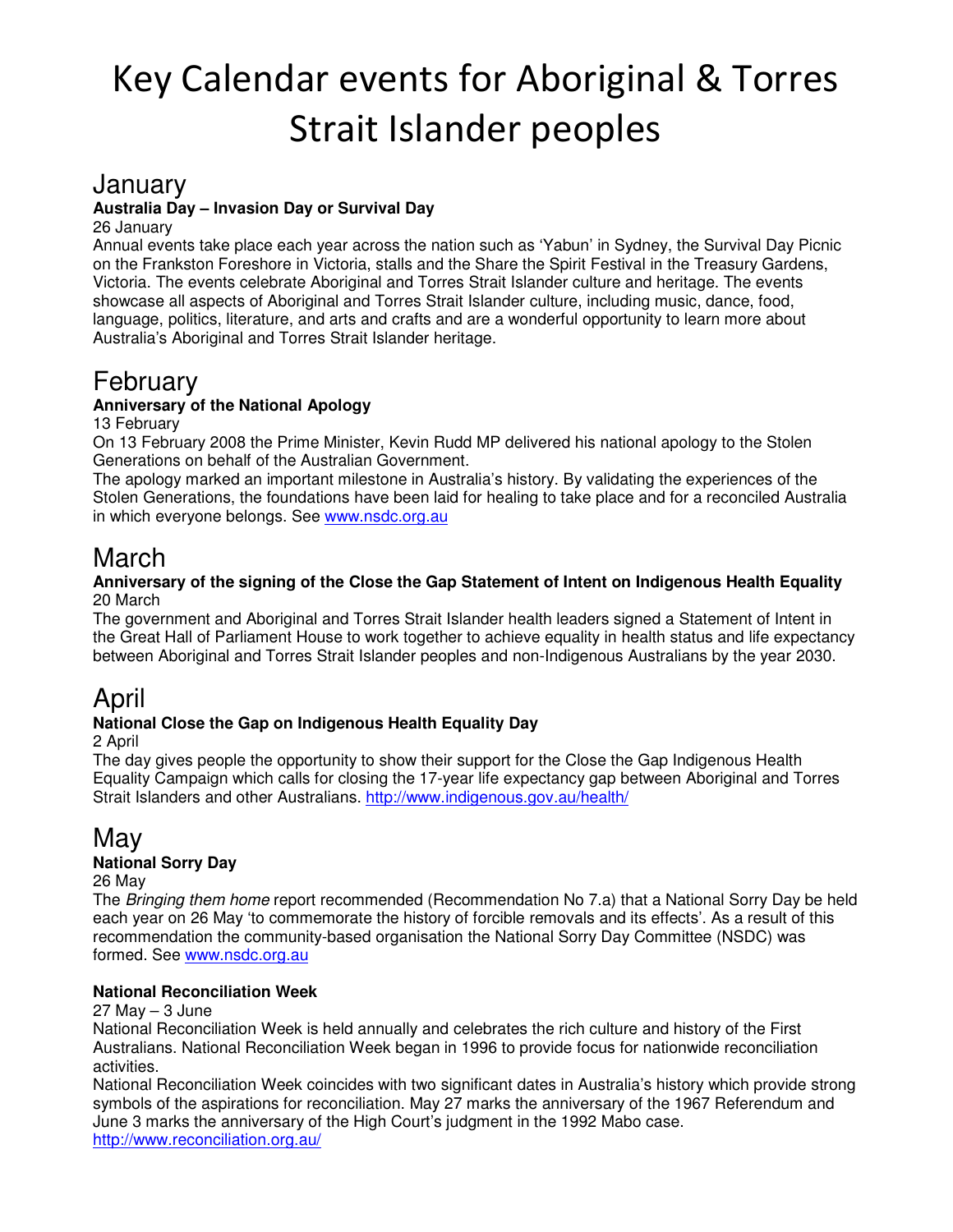# Key Calendar events for Aboriginal & Torres Strait Islander peoples

## January

**Australia Day – Invasion Day or Survival Day**

26 January

Annual events take place each year across the nation such as 'Yabun' in Sydney, the Survival Day Picnic on the Frankston Foreshore in Victoria, stalls and the Share the Spirit Festival in the Treasury Gardens, Victoria. The events celebrate Aboriginal and Torres Strait Islander culture and heritage. The events showcase all aspects of Aboriginal and Torres Strait Islander culture, including music, dance, food, language, politics, literature, and arts and crafts and are a wonderful opportunity to learn more about Australia's Aboriginal and Torres Strait Islander heritage.

## February

**Anniversary of the National Apology**

13 February

On 13 February 2008 the Prime Minister, Kevin Rudd MP delivered his national apology to the Stolen Generations on behalf of the Australian Government.

The apology marked an important milestone in Australia's history. By validating the experiences of the Stolen Generations, the foundations have been laid for healing to take place and for a reconciled Australia in which everyone belongs. See www.nsdc.org.au

## March

**Anniversary of the signing of the Close the Gap Statement of Intent on Indigenous Health Equality**

20 March

The government and Aboriginal and Torres Strait Islander health leaders signed a Statement of Intent in the Great Hall of Parliament House to work together to achieve equality in health status and life expectancy between Aboriginal and Torres Strait Islander peoples and non-Indigenous Australians by the year 2030.

## April

**National Close the Gap on Indigenous Health Equality Day**

2 April

The day gives people the opportunity to show their support for the Close the Gap Indigenous Health Equality Campaign which calls for closing the 17-year life expectancy gap between Aboriginal and Torres Strait Islanders and other Australians. http://www.indigenous.gov.au/health/

## May

**National Sorry Day**

26 May

The *Bringing them home* report recommended (Recommendation No 7.a) that a National Sorry Day be held each year on 26 May 'to commemorate the history of forcible removals and its effects'. As a result of this recommendation the community-based organisation the National Sorry Day Committee (NSDC) was formed. See www.nsdc.org.au

**National Reconciliation Week**

27 May – 3 June

National Reconciliation Week is held annually and celebrates the rich culture and history of the First Australians. National Reconciliation Week began in 1996 to provide focus for nationwide reconciliation activities.

National Reconciliation Week coincides with two significant dates in Australia's history which provide strong symbols of the aspirations for reconciliation. May 27 marks the anniversary of the 1967 Referendum and June 3 marks the anniversary of the High Court's judgment in the 1992 Mabo case.

http://www.reconciliation.org.au/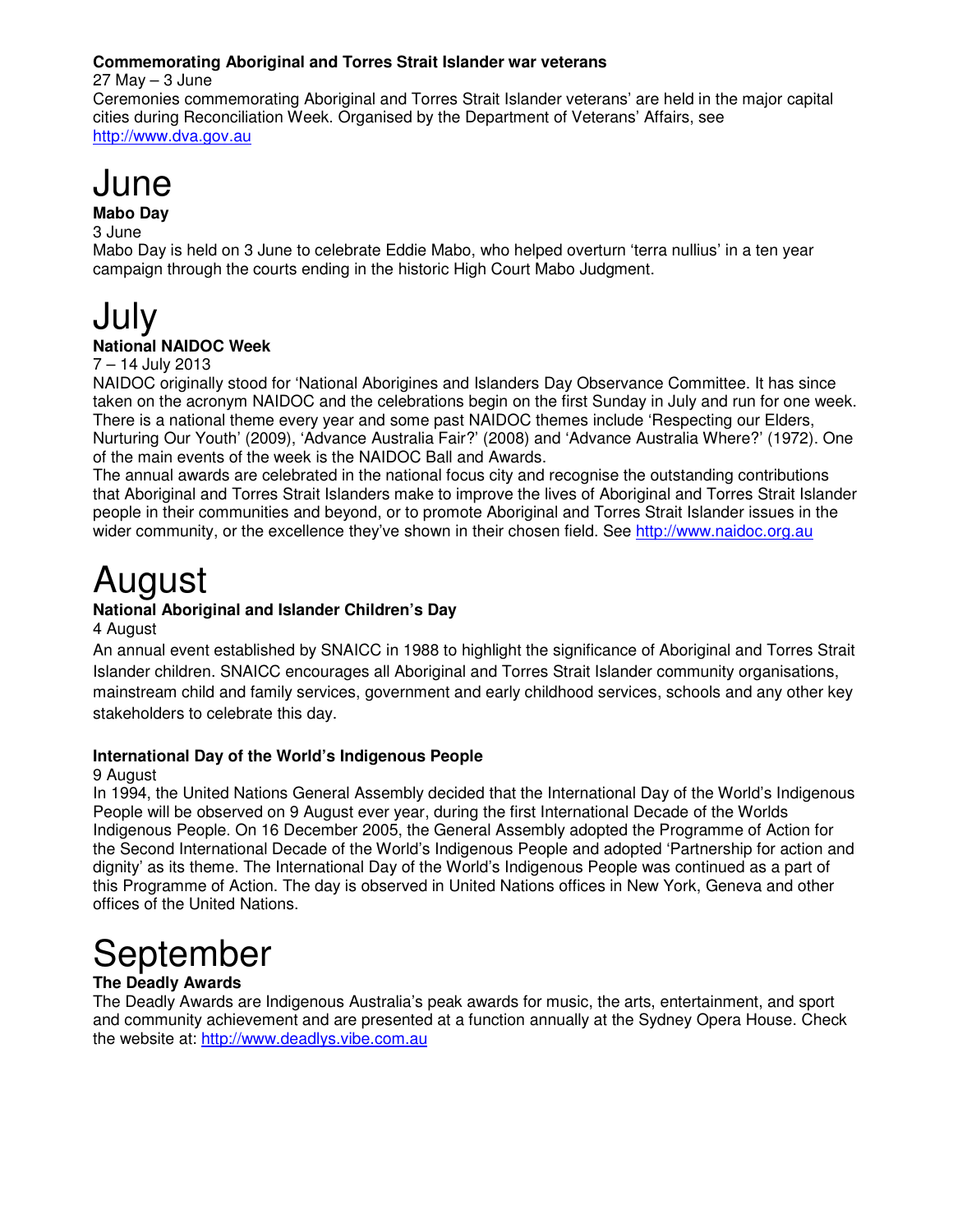**Commemorating Aboriginal and Torres Strait Islander war veterans**

27 May – 3 June

Ceremonies commemorating Aboriginal and Torres Strait Islander veterans' are held in the major capital cities during Reconciliation Week. Organised by the Department of Veterans' Affairs, see http://www.dva.gov.au

# June

**Mabo Day**

3 June

Mabo Day is held on 3 June to celebrate Eddie Mabo, who helped overturn 'terra nullius' in a ten year campaign through the courts ending in the historic High Court Mabo Judgment.

# July

**National NAIDOC Week**

7 – 14 July 2013

NAIDOC originally stood for 'National Aborigines and Islanders Day Observance Committee. It has since taken on the acronym NAIDOC and the celebrations begin on the first Sunday in July and run for one week. There is a national theme every year and some past NAIDOC themes include 'Respecting our Elders, Nurturing Our Youth' (2009), 'Advance Australia Fair?' (2008) and 'Advance Australia Where?' (1972). One of the main events of the week is the NAIDOC Ball and Awards.

The annual awards are celebrated in the national focus city and recognise the outstanding contributions that Aboriginal and Torres Strait Islanders make to improve the lives of Aboriginal and Torres Strait Islander people in their communities and beyond, or to promote Aboriginal and Torres Strait Islander issues in the wider community, or the excellence they've shown in their chosen field. See http://www.naidoc.org.au

# August

**National Aboriginal and Islander Children's Day**

4 August

An annual event established by SNAICC in 1988 to highlight the significance of Aboriginal and Torres Strait Islander children. SNAICC encourages all Aboriginal and Torres Strait Islander community organisations, mainstream child and family services, government and early childhood services, schools and any other key stakeholders to celebrate this day.

**International Day of the World's Indigenous People**

9 August

In 1994, the United Nations General Assembly decided that the International Day of the World's Indigenous People will be observed on 9 August ever year, during the first International Decade of the Worlds Indigenous People. On 16 December 2005, the General Assembly adopted the Programme of Action for the Second International Decade of the World's Indigenous People and adopted 'Partnership for action and dignity' as its theme. The International Day of the World's Indigenous People was continued as a part of this Programme of Action. The day is observed in United Nations offices in New York, Geneva and other offices of the United Nations.

# September

**The Deadly Awards**

The Deadly Awards are Indigenous Australia's peak awards for music, the arts, entertainment, and sport and community achievement and are presented at a function annually at the Sydney Opera House. Check the website at: http://www.deadlys.vibe.com.au